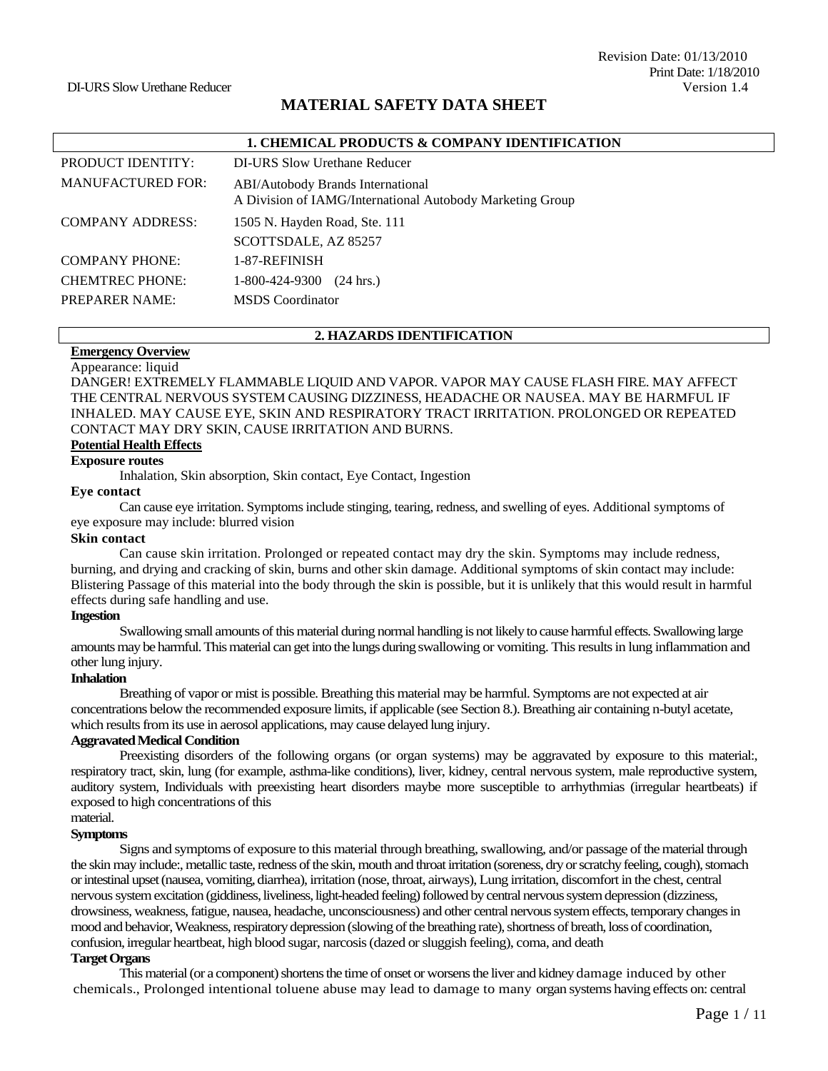Revision Date: 01/13/2010
Print Date: 1/18/2010
DI-URS Slow Urethane Reducer Version 1.4

# MATERIAL SAFETY DATA SHEET

## 1. CHEMICAL PRODUCTS & COMPANY IDENTIFICATION

| | |
|---|---|
| PRODUCT IDENTITY: | DI-URS Slow Urethane Reducer |
| MANUFACTURED FOR: | ABI/Autobody Brands International<br>A Division of IAMG/International Autobody Marketing Group |
| COMPANY ADDRESS: | 1505 N. Hayden Road, Ste. 111<br>SCOTTSDALE, AZ 85257 |
| COMPANY PHONE: | 1-87-REFINISH |
| CHEMTREC PHONE: | 1-800-424-9300 (24 hrs.) |
| PREPARER NAME: | MSDS Coordinator |

## 2. HAZARDS IDENTIFICATION

**Emergency Overview**

Appearance: liquid

DANGER! EXTREMELY FLAMMABLE LIQUID AND VAPOR. VAPOR MAY CAUSE FLASH FIRE. MAY AFFECT THE CENTRAL NERVOUS SYSTEM CAUSING DIZZINESS, HEADACHE OR NAUSEA. MAY BE HARMFUL IF INHALED. MAY CAUSE EYE, SKIN AND RESPIRATORY TRACT IRRITATION. PROLONGED OR REPEATED CONTACT MAY DRY SKIN, CAUSE IRRITATION AND BURNS.

**Potential Health Effects**

**Exposure routes**

Inhalation, Skin absorption, Skin contact, Eye Contact, Ingestion

**Eye contact**

Can cause eye irritation. Symptoms include stinging, tearing, redness, and swelling of eyes. Additional symptoms of eye exposure may include: blurred vision

**Skin contact**

Can cause skin irritation. Prolonged or repeated contact may dry the skin. Symptoms may include redness, burning, and drying and cracking of skin, burns and other skin damage. Additional symptoms of skin contact may include: Blistering Passage of this material into the body through the skin is possible, but it is unlikely that this would result in harmful effects during safe handling and use.

**Ingestion**

Swallowing small amounts of this material during normal handling is not likely to cause harmful effects. Swallowing large amounts may be harmful. This material can get into the lungs during swallowing or vomiting. This results in lung inflammation and other lung injury.

**Inhalation**

Breathing of vapor or mist is possible. Breathing this material may be harmful. Symptoms are not expected at air concentrations below the recommended exposure limits, if applicable (see Section 8.). Breathing air containing n-butyl acetate, which results from its use in aerosol applications, may cause delayed lung injury.

**Aggravated Medical Condition**

Preexisting disorders of the following organs (or organ systems) may be aggravated by exposure to this material:, respiratory tract, skin, lung (for example, asthma-like conditions), liver, kidney, central nervous system, male reproductive system, auditory system, Individuals with preexisting heart disorders maybe more susceptible to arrhythmias (irregular heartbeats) if exposed to high concentrations of this material.

**Symptoms**

Signs and symptoms of exposure to this material through breathing, swallowing, and/or passage of the material through the skin may include:, metallic taste, redness of the skin, mouth and throat irritation (soreness, dry or scratchy feeling, cough), stomach or intestinal upset (nausea, vomiting, diarrhea), irritation (nose, throat, airways), Lung irritation, discomfort in the chest, central nervous system excitation (giddiness, liveliness, light-headed feeling) followed by central nervous system depression (dizziness, drowsiness, weakness, fatigue, nausea, headache, unconsciousness) and other central nervous system effects, temporary changes in mood and behavior, Weakness, respiratory depression (slowing of the breathing rate), shortness of breath, loss of coordination, confusion, irregular heartbeat, high blood sugar, narcosis (dazed or sluggish feeling), coma, and death

**Target Organs**

This material (or a component) shortens the time of onset or worsens the liver and kidney damage induced by other chemicals., Prolonged intentional toluene abuse may lead to damage to many organ systems having effects on: central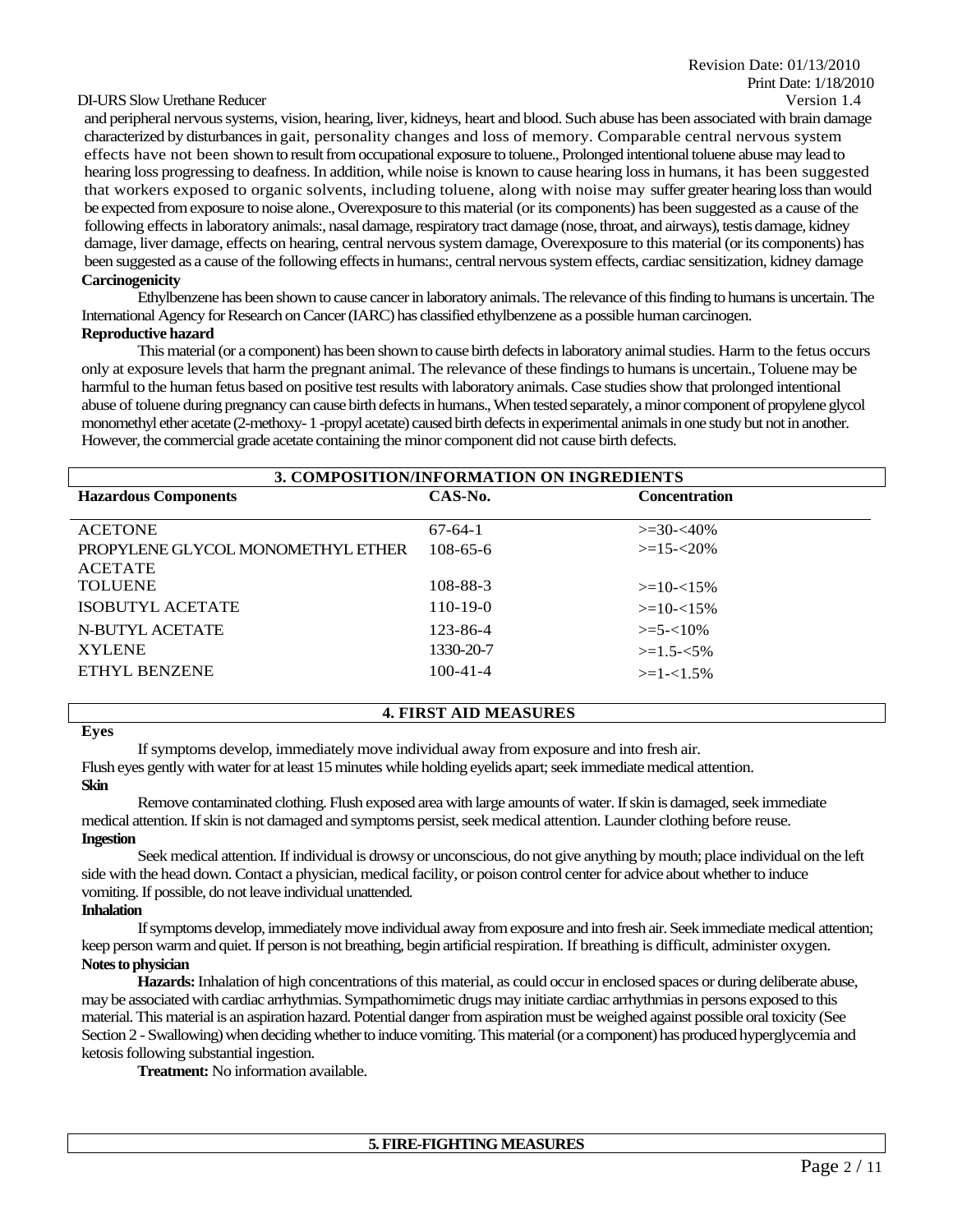and peripheral nervous systems, vision, hearing, liver, kidneys, heart and blood. Such abuse has been associated with brain damage characterized by disturbances in gait, personality changes and loss of memory. Comparable central nervous system effects have not been shown to result from occupational exposure to toluene., Prolonged intentional toluene abuse may lead to hearing loss progressing to deafness. In addition, while noise is known to cause hearing loss in humans, it has been suggested that workers exposed to organic solvents, including toluene, along with noise may suffer greater hearing loss than would be expected from exposure to noise alone., Overexposure to this material (or its components) has been suggested as a cause of the following effects in laboratory animals:, nasal damage, respiratory tract damage (nose, throat, and airways), testis damage, kidney damage, liver damage, effects on hearing, central nervous system damage, Overexposure to this material (or its components) has been suggested as a cause of the following effects in humans:, central nervous system effects, cardiac sensitization, kidney damage

**Carcinogenicity**

Ethylbenzene has been shown to cause cancer in laboratory animals. The relevance of this finding to humans is uncertain. The International Agency for Research on Cancer (IARC) has classified ethylbenzene as a possible human carcinogen.

**Reproductive hazard**

This material (or a component) has been shown to cause birth defects in laboratory animal studies. Harm to the fetus occurs only at exposure levels that harm the pregnant animal. The relevance of these findings to humans is uncertain., Toluene may be harmful to the human fetus based on positive test results with laboratory animals. Case studies show that prolonged intentional abuse of toluene during pregnancy can cause birth defects in humans., When tested separately, a minor component of propylene glycol monomethyl ether acetate (2-methoxy- 1 -propyl acetate) caused birth defects in experimental animals in one study but not in another. However, the commercial grade acetate containing the minor component did not cause birth defects.

## 3. COMPOSITION/INFORMATION ON INGREDIENTS

| Hazardous Components | CAS-No. | Concentration |
|---|---|---|
| ACETONE | 67-64-1 | >=30-<40% |
| PROPYLENE GLYCOL MONOMETHYL ETHER ACETATE | 108-65-6 | >=15-<20% |
| TOLUENE | 108-88-3 | >=10-<15% |
| ISOBUTYL ACETATE | 110-19-0 | >=10-<15% |
| N-BUTYL ACETATE | 123-86-4 | >=5-<10% |
| XYLENE | 1330-20-7 | >=1.5-<5% |
| ETHYL BENZENE | 100-41-4 | >=1-<1.5% |

## 4. FIRST AID MEASURES

**Eyes**

If symptoms develop, immediately move individual away from exposure and into fresh air.
Flush eyes gently with water for at least 15 minutes while holding eyelids apart; seek immediate medical attention.

**Skin**

Remove contaminated clothing. Flush exposed area with large amounts of water. If skin is damaged, seek immediate medical attention. If skin is not damaged and symptoms persist, seek medical attention. Launder clothing before reuse.

**Ingestion**

Seek medical attention. If individual is drowsy or unconscious, do not give anything by mouth; place individual on the left side with the head down. Contact a physician, medical facility, or poison control center for advice about whether to induce vomiting. If possible, do not leave individual unattended.

**Inhalation**

If symptoms develop, immediately move individual away from exposure and into fresh air. Seek immediate medical attention; keep person warm and quiet. If person is not breathing, begin artificial respiration. If breathing is difficult, administer oxygen.

**Notes to physician**

**Hazards:** Inhalation of high concentrations of this material, as could occur in enclosed spaces or during deliberate abuse, may be associated with cardiac arrhythmias. Sympathomimetic drugs may initiate cardiac arrhythmias in persons exposed to this material. This material is an aspiration hazard. Potential danger from aspiration must be weighed against possible oral toxicity (See Section 2 - Swallowing) when deciding whether to induce vomiting. This material (or a component) has produced hyperglycemia and ketosis following substantial ingestion.

**Treatment:** No information available.

## 5. FIRE-FIGHTING MEASURES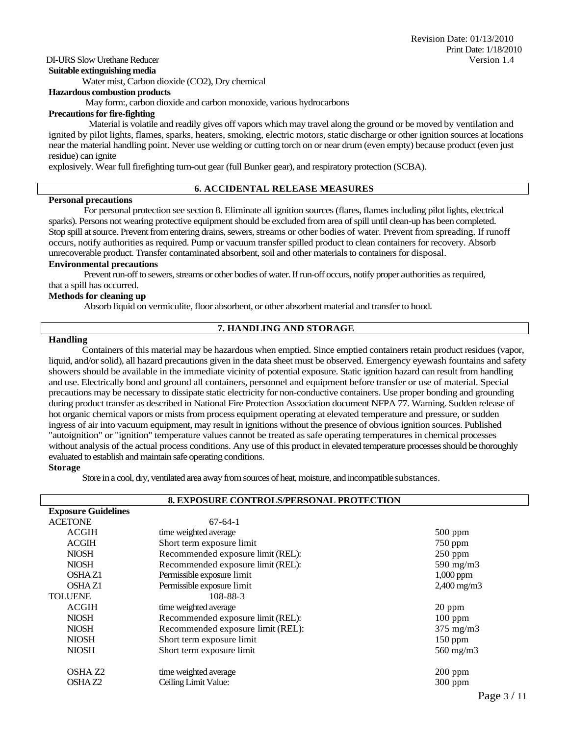**Suitable extinguishing media**

Water mist, Carbon dioxide ($CO_2$), Dry chemical

**Hazardous combustion products**

May form:, carbon dioxide and carbon monoxide, various hydrocarbons

**Precautions for fire-fighting**

Material is volatile and readily gives off vapors which may travel along the ground or be moved by ventilation and ignited by pilot lights, flames, sparks, heaters, smoking, electric motors, static discharge or other ignition sources at locations near the material handling point. Never use welding or cutting torch on or near drum (even empty) because product (even just residue) can ignite explosively. Wear full firefighting turn-out gear (full Bunker gear), and respiratory protection (SCBA).

## 6. ACCIDENTAL RELEASE MEASURES

**Personal precautions**

For personal protection see section 8. Eliminate all ignition sources (flares, flames including pilot lights, electrical sparks). Persons not wearing protective equipment should be excluded from area of spill until clean-up has been completed. Stop spill at source. Prevent from entering drains, sewers, streams or other bodies of water. Prevent from spreading. If runoff occurs, notify authorities as required. Pump or vacuum transfer spilled product to clean containers for recovery. Absorb unrecoverable product. Transfer contaminated absorbent, soil and other materials to containers for disposal.

**Environmental precautions**

Prevent run-off to sewers, streams or other bodies of water. If run-off occurs, notify proper authorities as required, that a spill has occurred.

**Methods for cleaning up**

Absorb liquid on vermiculite, floor absorbent, or other absorbent material and transfer to hood.

## 7. HANDLING AND STORAGE

**Handling**

Containers of this material may be hazardous when emptied. Since emptied containers retain product residues (vapor, liquid, and/or solid), all hazard precautions given in the data sheet must be observed. Emergency eyewash fountains and safety showers should be available in the immediate vicinity of potential exposure. Static ignition hazard can result from handling and use. Electrically bond and ground all containers, personnel and equipment before transfer or use of material. Special precautions may be necessary to dissipate static electricity for non-conductive containers. Use proper bonding and grounding during product transfer as described in National Fire Protection Association document NFPA 77. Warning. Sudden release of hot organic chemical vapors or mists from process equipment operating at elevated temperature and pressure, or sudden ingress of air into vacuum equipment, may result in ignitions without the presence of obvious ignition sources. Published "autoignition" or "ignition" temperature values cannot be treated as safe operating temperatures in chemical processes without analysis of the actual process conditions. Any use of this product in elevated temperature processes should be thoroughly evaluated to establish and maintain safe operating conditions.

**Storage**

Store in a cool, dry, ventilated area away from sources of heat, moisture, and incompatible substances.

## 8. EXPOSURE CONTROLS/PERSONAL PROTECTION

**Exposure Guidelines**

| | | |
|---|---|---|
| ACETONE | 67-64-1 | |
| ACGIH | time weighted average | 500 ppm |
| ACGIH | Short term exposure limit | 750 ppm |
| NIOSH | Recommended exposure limit (REL): | 250 ppm |
| NIOSH | Recommended exposure limit (REL): | 590 mg/m3 |
| OSHA Z1 | Permissible exposure limit | 1,000 ppm |
| OSHA Z1 | Permissible exposure limit | 2,400 mg/m3 |
| TOLUENE | 108-88-3 | |
| ACGIH | time weighted average | 20 ppm |
| NIOSH | Recommended exposure limit (REL): | 100 ppm |
| NIOSH | Recommended exposure limit (REL): | 375 mg/m3 |
| NIOSH | Short term exposure limit | 150 ppm |
| NIOSH | Short term exposure limit | 560 mg/m3 |
| OSHA Z2 | time weighted average | 200 ppm |
| OSHA Z2 | Ceiling Limit Value: | 300 ppm |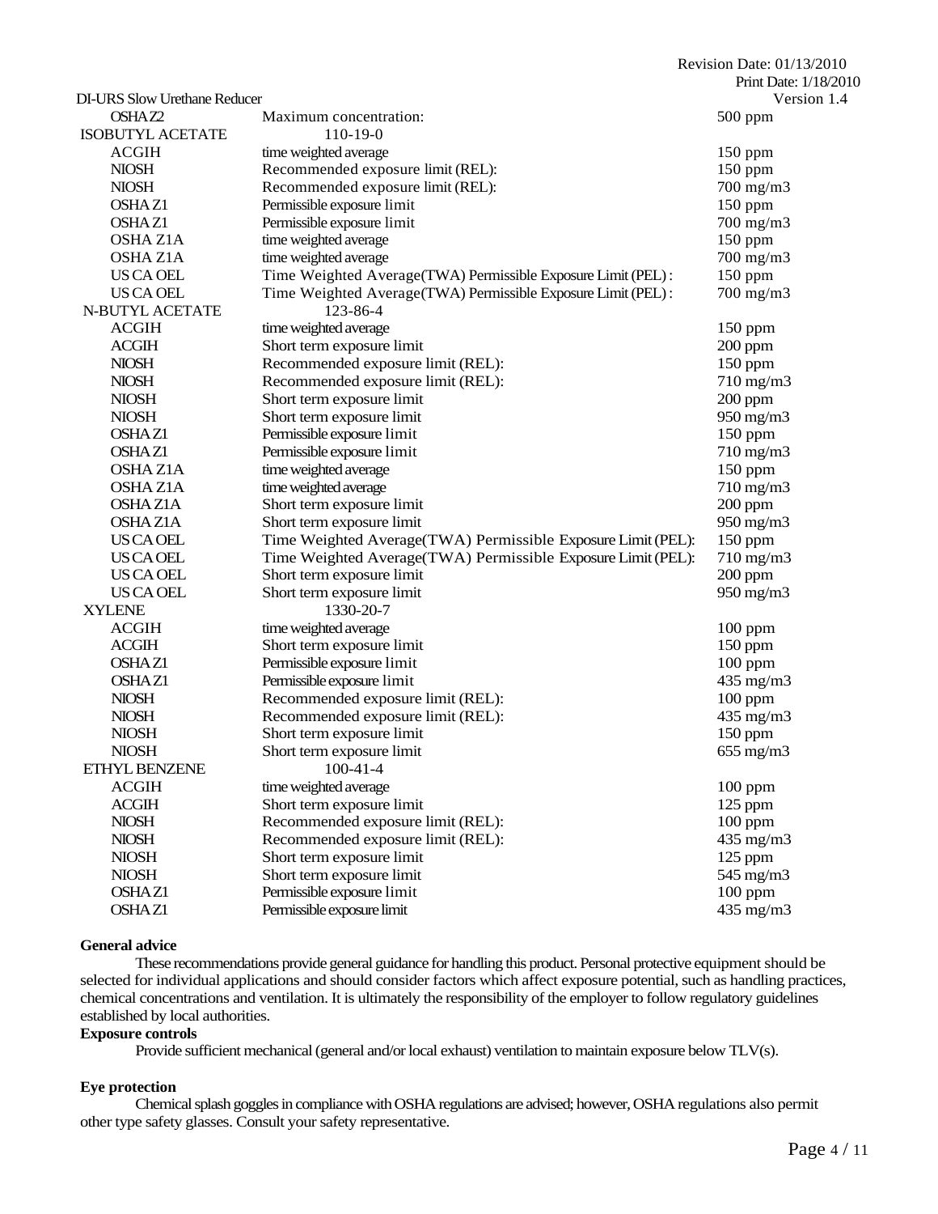| | | |
|---|---|---|
| OSHA Z2 | Maximum concentration: | 500 ppm |
| ISOBUTYL ACETATE | 110-19-0 | |
| ACGIH | time weighted average | 150 ppm |
| NIOSH | Recommended exposure limit (REL): | 150 ppm |
| NIOSH | Recommended exposure limit (REL): | 700 mg/m3 |
| OSHA Z1 | Permissible exposure limit | 150 ppm |
| OSHA Z1 | Permissible exposure limit | 700 mg/m3 |
| OSHA Z1A | time weighted average | 150 ppm |
| OSHA Z1A | time weighted average | 700 mg/m3 |
| US CA OEL | Time Weighted Average(TWA) Permissible Exposure Limit (PEL): | 150 ppm |
| US CA OEL | Time Weighted Average(TWA) Permissible Exposure Limit (PEL): | 700 mg/m3 |
| N-BUTYL ACETATE | 123-86-4 | |
| ACGIH | time weighted average | 150 ppm |
| ACGIH | Short term exposure limit | 200 ppm |
| NIOSH | Recommended exposure limit (REL): | 150 ppm |
| NIOSH | Recommended exposure limit (REL): | 710 mg/m3 |
| NIOSH | Short term exposure limit | 200 ppm |
| NIOSH | Short term exposure limit | 950 mg/m3 |
| OSHA Z1 | Permissible exposure limit | 150 ppm |
| OSHA Z1 | Permissible exposure limit | 710 mg/m3 |
| OSHA Z1A | time weighted average | 150 ppm |
| OSHA Z1A | time weighted average | 710 mg/m3 |
| OSHA Z1A | Short term exposure limit | 200 ppm |
| OSHA Z1A | Short term exposure limit | 950 mg/m3 |
| US CA OEL | Time Weighted Average(TWA) Permissible Exposure Limit (PEL): | 150 ppm |
| US CA OEL | Time Weighted Average(TWA) Permissible Exposure Limit (PEL): | 710 mg/m3 |
| US CA OEL | Short term exposure limit | 200 ppm |
| US CA OEL | Short term exposure limit | 950 mg/m3 |
| XYLENE | 1330-20-7 | |
| ACGIH | time weighted average | 100 ppm |
| ACGIH | Short term exposure limit | 150 ppm |
| OSHA Z1 | Permissible exposure limit | 100 ppm |
| OSHA Z1 | Permissible exposure limit | 435 mg/m3 |
| NIOSH | Recommended exposure limit (REL): | 100 ppm |
| NIOSH | Recommended exposure limit (REL): | 435 mg/m3 |
| NIOSH | Short term exposure limit | 150 ppm |
| NIOSH | Short term exposure limit | 655 mg/m3 |
| ETHYL BENZENE | 100-41-4 | |
| ACGIH | time weighted average | 100 ppm |
| ACGIH | Short term exposure limit | 125 ppm |
| NIOSH | Recommended exposure limit (REL): | 100 ppm |
| NIOSH | Recommended exposure limit (REL): | 435 mg/m3 |
| NIOSH | Short term exposure limit | 125 ppm |
| NIOSH | Short term exposure limit | 545 mg/m3 |
| OSHA Z1 | Permissible exposure limit | 100 ppm |
| OSHA Z1 | Permissible exposure limit | 435 mg/m3 |

**General advice**

These recommendations provide general guidance for handling this product. Personal protective equipment should be selected for individual applications and should consider factors which affect exposure potential, such as handling practices, chemical concentrations and ventilation. It is ultimately the responsibility of the employer to follow regulatory guidelines established by local authorities.

**Exposure controls**

Provide sufficient mechanical (general and/or local exhaust) ventilation to maintain exposure below TLV(s).

**Eye protection**

Chemical splash goggles in compliance with OSHA regulations are advised; however, OSHA regulations also permit other type safety glasses. Consult your safety representative.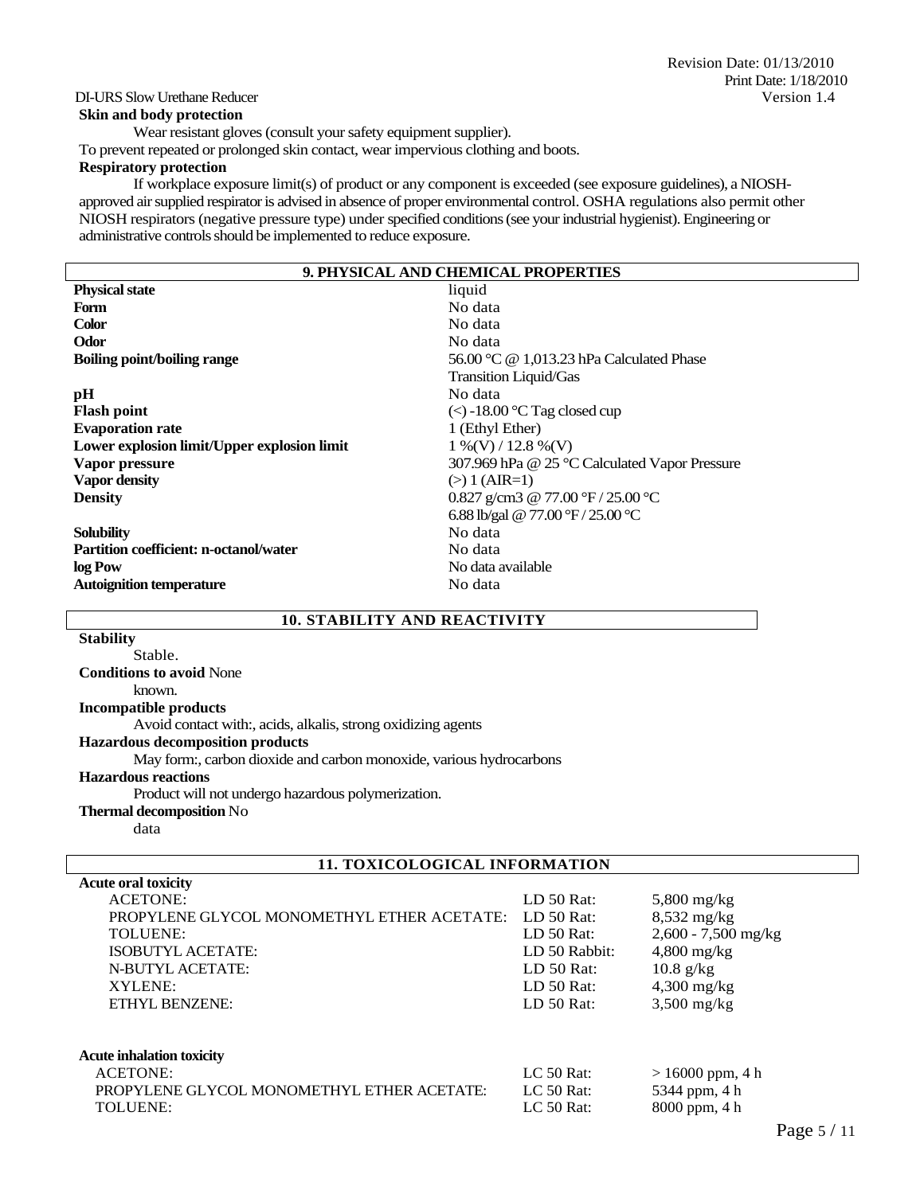**Skin and body protection**

Wear resistant gloves (consult your safety equipment supplier).

To prevent repeated or prolonged skin contact, wear impervious clothing and boots.

**Respiratory protection**

If workplace exposure limit(s) of product or any component is exceeded (see exposure guidelines), a NIOSH-approved air supplied respirator is advised in absence of proper environmental control. OSHA regulations also permit other NIOSH respirators (negative pressure type) under specified conditions (see your industrial hygienist). Engineering or administrative controls should be implemented to reduce exposure.

## 9. PHYSICAL AND CHEMICAL PROPERTIES

| | |
|---|---|
| **Physical state** | liquid |
| **Form** | No data |
| **Color** | No data |
| **Odor** | No data |
| **Boiling point/boiling range** | 56.00 °C @ 1,013.23 hPa Calculated Phase Transition Liquid/Gas |
| **pH** | No data |
| **Flash point** | (<) -18.00 °C Tag closed cup |
| **Evaporation rate** | 1 (Ethyl Ether) |
| **Lower explosion limit/Upper explosion limit** | 1 %(V) / 12.8 %(V) |
| **Vapor pressure** | 307.969 hPa @ 25 °C Calculated Vapor Pressure |
| **Vapor density** | (>) 1 (AIR=1) |
| **Density** | 0.827 g/cm3 @ 77.00 °F / 25.00 °C<br>6.88 lb/gal @ 77.00 °F / 25.00 °C |
| **Solubility** | No data |
| **Partition coefficient: n-octanol/water** | No data |
| **log Pow** | No data available |
| **Autoignition temperature** | No data |

## 10. STABILITY AND REACTIVITY

**Stability**

Stable.

**Conditions to avoid** None known.

**Incompatible products**

Avoid contact with:, acids, alkalis, strong oxidizing agents

**Hazardous decomposition products**

May form:, carbon dioxide and carbon monoxide, various hydrocarbons

**Hazardous reactions**

Product will not undergo hazardous polymerization.

**Thermal decomposition** No data

## 11. TOXICOLOGICAL INFORMATION

**Acute oral toxicity**

| | | |
|---|---|---|
| ACETONE: | LD 50 Rat: | 5,800 mg/kg |
| PROPYLENE GLYCOL MONOMETHYL ETHER ACETATE: | LD 50 Rat: | 8,532 mg/kg |
| TOLUENE: | LD 50 Rat: | 2,600 - 7,500 mg/kg |
| ISOBUTYL ACETATE: | LD 50 Rabbit: | 4,800 mg/kg |
| N-BUTYL ACETATE: | LD 50 Rat: | 10.8 g/kg |
| XYLENE: | LD 50 Rat: | 4,300 mg/kg |
| ETHYL BENZENE: | LD 50 Rat: | 3,500 mg/kg |

**Acute inhalation toxicity**

| | | |
|---|---|---|
| ACETONE: | LC 50 Rat: | > 16000 ppm, 4 h |
| PROPYLENE GLYCOL MONOMETHYL ETHER ACETATE: | LC 50 Rat: | 5344 ppm, 4 h |
| TOLUENE: | LC 50 Rat: | 8000 ppm, 4 h |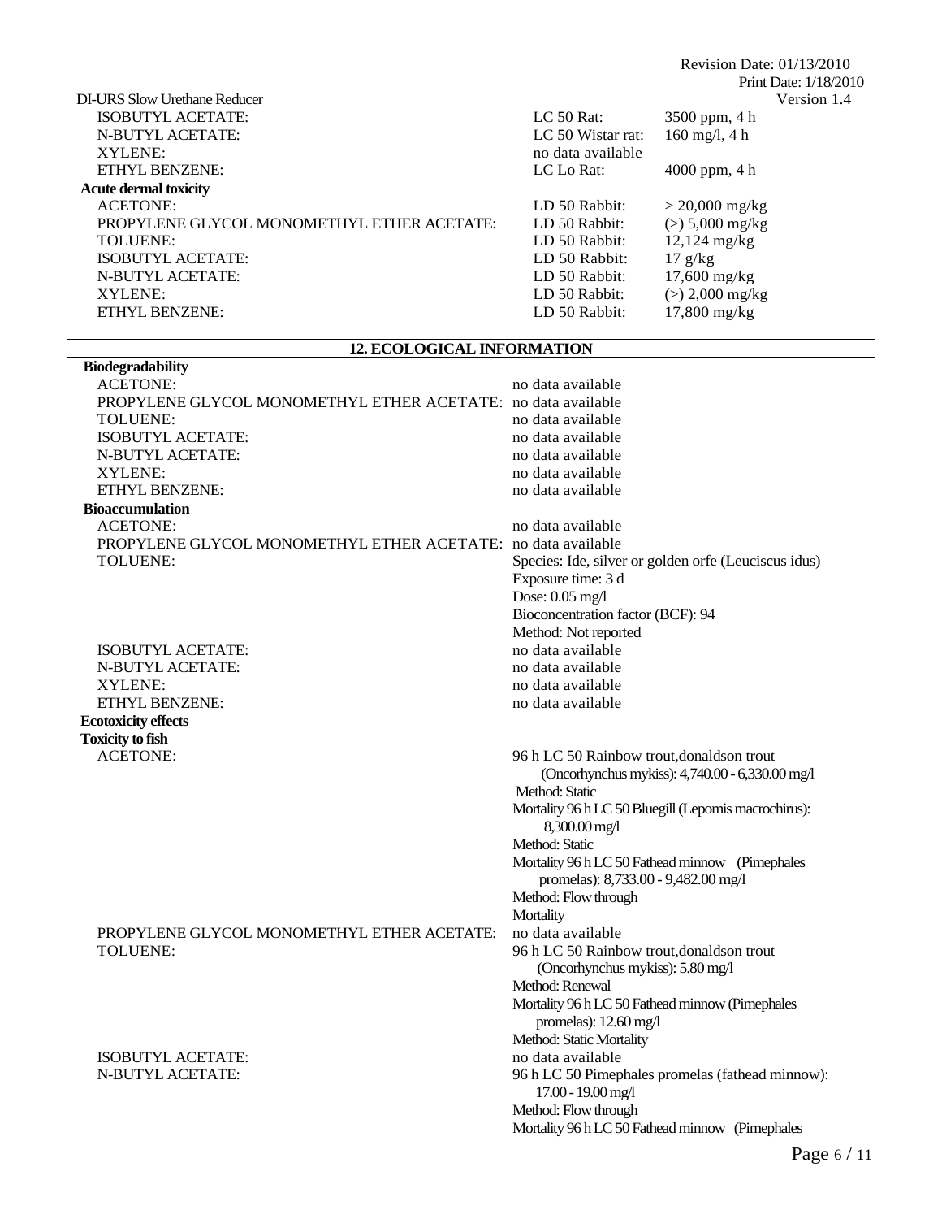| | | |
|---|---|---|
| ISOBUTYL ACETATE: | LC 50 Rat: | 3500 ppm, 4 h |
| N-BUTYL ACETATE: | LC 50 Wistar rat: | 160 mg/l, 4 h |
| XYLENE: | no data available | |
| ETHYL BENZENE: | LC Lo Rat: | 4000 ppm, 4 h |

**Acute dermal toxicity**

| | | |
|---|---|---|
| ACETONE: | LD 50 Rabbit: | > 20,000 mg/kg |
| PROPYLENE GLYCOL MONOMETHYL ETHER ACETATE: | LD 50 Rabbit: | (>) 5,000 mg/kg |
| TOLUENE: | LD 50 Rabbit: | 12,124 mg/kg |
| ISOBUTYL ACETATE: | LD 50 Rabbit: | 17 g/kg |
| N-BUTYL ACETATE: | LD 50 Rabbit: | 17,600 mg/kg |
| XYLENE: | LD 50 Rabbit: | (>) 2,000 mg/kg |
| ETHYL BENZENE: | LD 50 Rabbit: | 17,800 mg/kg |

## 12. ECOLOGICAL INFORMATION

**Biodegradability**

| | |
|---|---|
| ACETONE: | no data available |
| PROPYLENE GLYCOL MONOMETHYL ETHER ACETATE: | no data available |
| TOLUENE: | no data available |
| ISOBUTYL ACETATE: | no data available |
| N-BUTYL ACETATE: | no data available |
| XYLENE: | no data available |
| ETHYL BENZENE: | no data available |

**Bioaccumulation**

| | |
|---|---|
| ACETONE: | no data available |
| PROPYLENE GLYCOL MONOMETHYL ETHER ACETATE: | no data available |
| TOLUENE: | Species: Ide, silver or golden orfe (Leuciscus idus)<br>Exposure time: 3 d<br>Dose: 0.05 mg/l<br>Bioconcentration factor (BCF): 94<br>Method: Not reported |
| ISOBUTYL ACETATE: | no data available |
| N-BUTYL ACETATE: | no data available |
| XYLENE: | no data available |
| ETHYL BENZENE: | no data available |

**Ecotoxicity effects**

**Toxicity to fish**

| | |
|---|---|
| ACETONE: | 96 h LC 50 Rainbow trout,donaldson trout (Oncorhynchus mykiss): 4,740.00 - 6,330.00 mg/l<br>Method: Static<br>Mortality 96 h LC 50 Bluegill (Lepomis macrochirus): 8,300.00 mg/l<br>Method: Static<br>Mortality 96 h LC 50 Fathead minnow (Pimephales promelas): 8,733.00 - 9,482.00 mg/l<br>Method: Flow through<br>Mortality |
| PROPYLENE GLYCOL MONOMETHYL ETHER ACETATE: | no data available |
| TOLUENE: | 96 h LC 50 Rainbow trout,donaldson trout (Oncorhynchus mykiss): 5.80 mg/l<br>Method: Renewal<br>Mortality 96 h LC 50 Fathead minnow (Pimephales promelas): 12.60 mg/l<br>Method: Static Mortality |
| ISOBUTYL ACETATE: | no data available |
| N-BUTYL ACETATE: | 96 h LC 50 Pimephales promelas (fathead minnow): 17.00 - 19.00 mg/l<br>Method: Flow through<br>Mortality 96 h LC 50 Fathead minnow (Pimephales |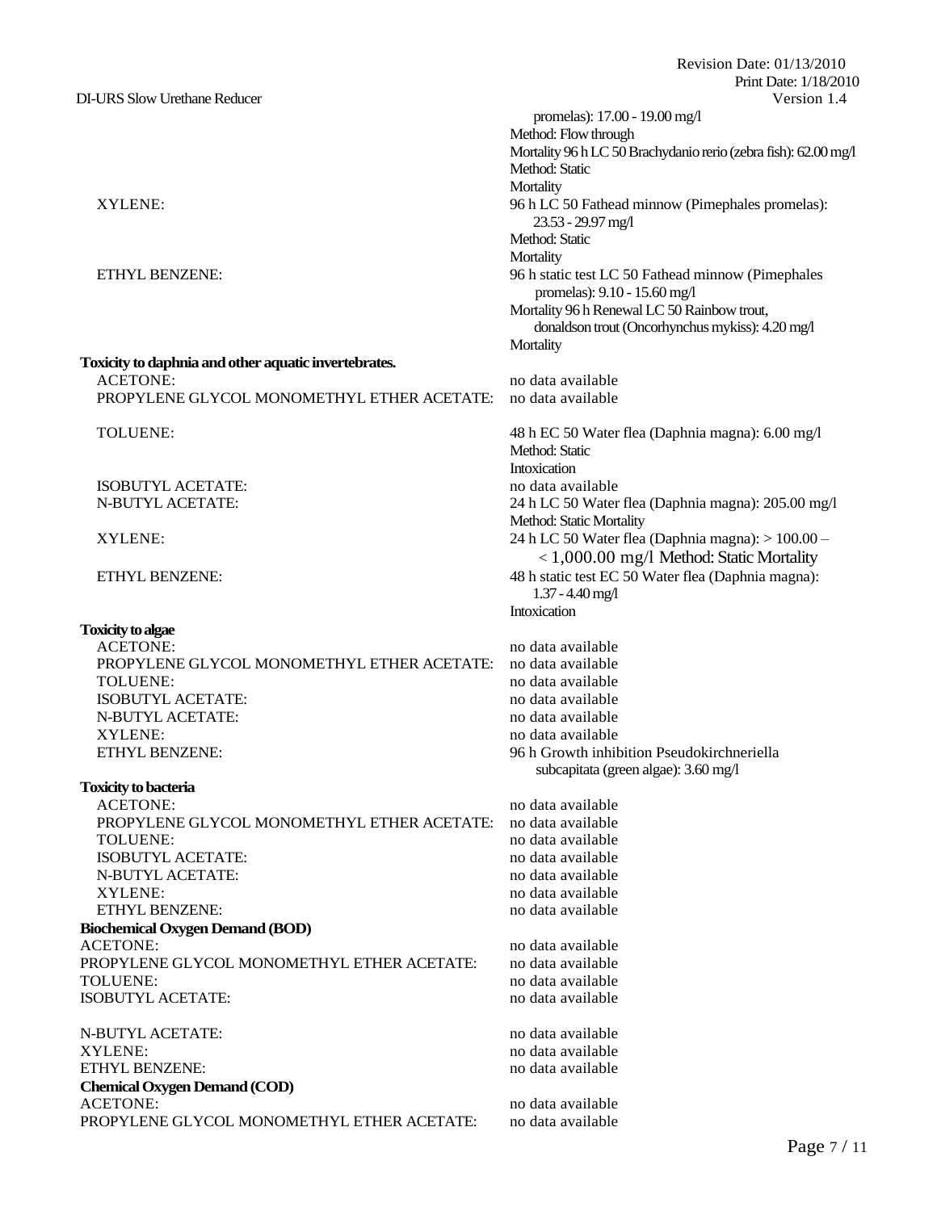| | |
|---|---|
| | promelas): 17.00 - 19.00 mg/l<br>Method: Flow through<br>Mortality 96 h LC 50 Brachydanio rerio (zebra fish): 62.00 mg/l<br>Method: Static<br>Mortality |
| XYLENE: | 96 h LC 50 Fathead minnow (Pimephales promelas): 23.53 - 29.97 mg/l<br>Method: Static<br>Mortality |
| ETHYL BENZENE: | 96 h static test LC 50 Fathead minnow (Pimephales promelas): 9.10 - 15.60 mg/l<br>Mortality 96 h Renewal LC 50 Rainbow trout, donaldson trout (Oncorhynchus mykiss): 4.20 mg/l<br>Mortality |

**Toxicity to daphnia and other aquatic invertebrates.**

| | |
|---|---|
| ACETONE: | no data available |
| PROPYLENE GLYCOL MONOMETHYL ETHER ACETATE: | no data available |
| TOLUENE: | 48 h EC 50 Water flea (Daphnia magna): 6.00 mg/l<br>Method: Static<br>Intoxication |
| ISOBUTYL ACETATE: | no data available |
| N-BUTYL ACETATE: | 24 h LC 50 Water flea (Daphnia magna): 205.00 mg/l<br>Method: Static Mortality |
| XYLENE: | 24 h LC 50 Water flea (Daphnia magna): > 100.00 – < 1,000.00 mg/l Method: Static Mortality |
| ETHYL BENZENE: | 48 h static test EC 50 Water flea (Daphnia magna): 1.37 - 4.40 mg/l<br>Intoxication |

**Toxicity to algae**

| | |
|---|---|
| ACETONE: | no data available |
| PROPYLENE GLYCOL MONOMETHYL ETHER ACETATE: | no data available |
| TOLUENE: | no data available |
| ISOBUTYL ACETATE: | no data available |
| N-BUTYL ACETATE: | no data available |
| XYLENE: | no data available |
| ETHYL BENZENE: | 96 h Growth inhibition Pseudokirchneriella subcapitata (green algae): 3.60 mg/l |

**Toxicity to bacteria**

| | |
|---|---|
| ACETONE: | no data available |
| PROPYLENE GLYCOL MONOMETHYL ETHER ACETATE: | no data available |
| TOLUENE: | no data available |
| ISOBUTYL ACETATE: | no data available |
| N-BUTYL ACETATE: | no data available |
| XYLENE: | no data available |
| ETHYL BENZENE: | no data available |

**Biochemical Oxygen Demand (BOD)**

| | |
|---|---|
| ACETONE: | no data available |
| PROPYLENE GLYCOL MONOMETHYL ETHER ACETATE: | no data available |
| TOLUENE: | no data available |
| ISOBUTYL ACETATE: | no data available |
| N-BUTYL ACETATE: | no data available |
| XYLENE: | no data available |
| ETHYL BENZENE: | no data available |

**Chemical Oxygen Demand (COD)**

| | |
|---|---|
| ACETONE: | no data available |
| PROPYLENE GLYCOL MONOMETHYL ETHER ACETATE: | no data available |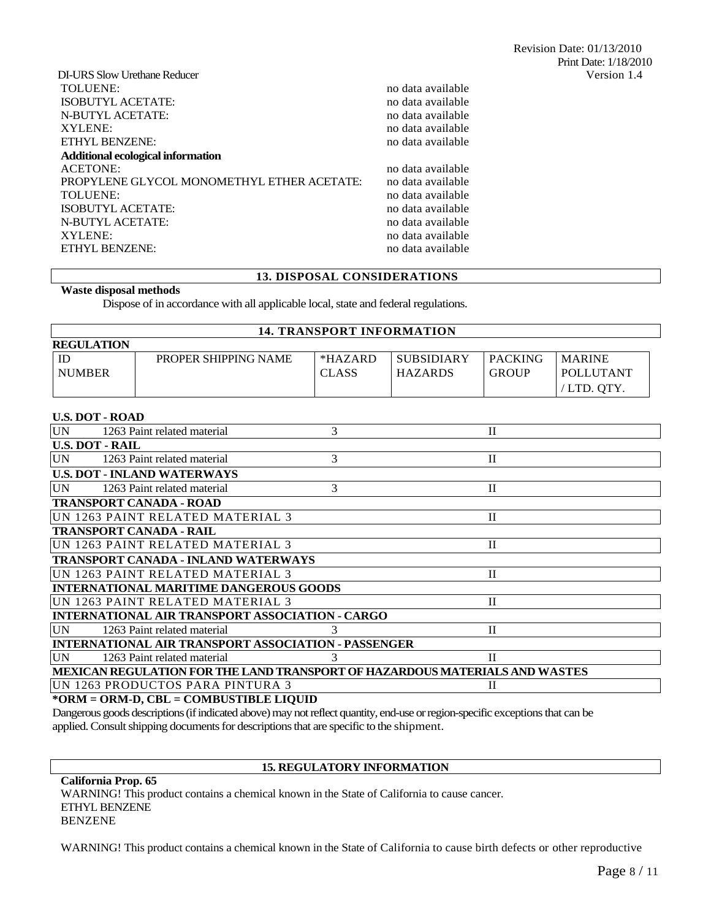| | |
|---|---|
| TOLUENE: | no data available |
| ISOBUTYL ACETATE: | no data available |
| N-BUTYL ACETATE: | no data available |
| XYLENE: | no data available |
| ETHYL BENZENE: | no data available |

**Additional ecological information**

| | |
|---|---|
| ACETONE: | no data available |
| PROPYLENE GLYCOL MONOMETHYL ETHER ACETATE: | no data available |
| TOLUENE: | no data available |
| ISOBUTYL ACETATE: | no data available |
| N-BUTYL ACETATE: | no data available |
| XYLENE: | no data available |
| ETHYL BENZENE: | no data available |

## 13. DISPOSAL CONSIDERATIONS

**Waste disposal methods**

Dispose of in accordance with all applicable local, state and federal regulations.

## 14. TRANSPORT INFORMATION

**REGULATION**

| ID NUMBER | PROPER SHIPPING NAME | *HAZARD CLASS | SUBSIDIARY HAZARDS | PACKING GROUP | MARINE POLLUTANT / LTD. QTY. |
|---|---|---|---|---|---|
| **U.S. DOT - ROAD** | | | | | |
| UN 1263 | Paint related material | 3 | | II | |
| **U.S. DOT - RAIL** | | | | | |
| UN 1263 | Paint related material | 3 | | II | |
| **U.S. DOT - INLAND WATERWAYS** | | | | | |
| UN 1263 | Paint related material | 3 | | II | |
| **TRANSPORT CANADA - ROAD** | | | | | |
| UN 1263 PAINT RELATED MATERIAL 3 | | | | II | |
| **TRANSPORT CANADA - RAIL** | | | | | |
| UN 1263 PAINT RELATED MATERIAL 3 | | | | II | |
| **TRANSPORT CANADA - INLAND WATERWAYS** | | | | | |
| UN 1263 PAINT RELATED MATERIAL 3 | | | | II | |
| **INTERNATIONAL MARITIME DANGEROUS GOODS** | | | | | |
| UN 1263 PAINT RELATED MATERIAL 3 | | | | II | |
| **INTERNATIONAL AIR TRANSPORT ASSOCIATION - CARGO** | | | | | |
| UN 1263 | Paint related material | 3 | | II | |
| **INTERNATIONAL AIR TRANSPORT ASSOCIATION - PASSENGER** | | | | | |
| UN 1263 | Paint related material | 3 | | II | |
| **MEXICAN REGULATION FOR THE LAND TRANSPORT OF HAZARDOUS MATERIALS AND WASTES** | | | | | |
| UN 1263 PRODUCTOS PARA PINTURA 3 | | | | II | |

**\*ORM = ORM-D, CBL = COMBUSTIBLE LIQUID**

Dangerous goods descriptions (if indicated above) may not reflect quantity, end-use or region-specific exceptions that can be applied. Consult shipping documents for descriptions that are specific to the shipment.

## 15. REGULATORY INFORMATION

**California Prop. 65**

WARNING! This product contains a chemical known in the State of California to cause cancer.
ETHYL BENZENE
BENZENE

WARNING! This product contains a chemical known in the State of California to cause birth defects or other reproductive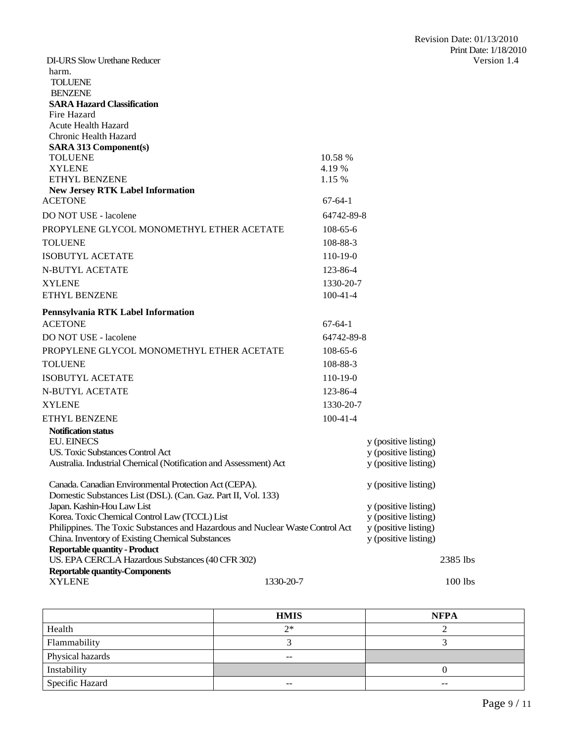harm.

TOLUENE

BENZENE

**SARA Hazard Classification**

Fire Hazard

Acute Health Hazard

Chronic Health Hazard

**SARA 313 Component(s)**

| | |
|---|---|
| TOLUENE | 10.58 % |
| XYLENE | 4.19 % |
| ETHYL BENZENE | 1.15 % |

**New Jersey RTK Label Information**

| | |
|---|---|
| ACETONE | 67-64-1 |
| DO NOT USE - lacolene | 64742-89-8 |
| PROPYLENE GLYCOL MONOMETHYL ETHER ACETATE | 108-65-6 |
| TOLUENE | 108-88-3 |
| ISOBUTYL ACETATE | 110-19-0 |
| N-BUTYL ACETATE | 123-86-4 |
| XYLENE | 1330-20-7 |
| ETHYL BENZENE | 100-41-4 |

**Pennsylvania RTK Label Information**

| | |
|---|---|
| ACETONE | 67-64-1 |
| DO NOT USE - lacolene | 64742-89-8 |
| PROPYLENE GLYCOL MONOMETHYL ETHER ACETATE | 108-65-6 |
| TOLUENE | 108-88-3 |
| ISOBUTYL ACETATE | 110-19-0 |
| N-BUTYL ACETATE | 123-86-4 |
| XYLENE | 1330-20-7 |
| ETHYL BENZENE | 100-41-4 |

**Notification status**

| | |
|---|---|
| EU. EINECS | y (positive listing) |
| US. Toxic Substances Control Act | y (positive listing) |
| Australia. Industrial Chemical (Notification and Assessment) Act | y (positive listing) |
| Canada. Canadian Environmental Protection Act (CEPA). Domestic Substances List (DSL). (Can. Gaz. Part II, Vol. 133) | y (positive listing) |
| Japan. Kashin-Hou Law List | y (positive listing) |
| Korea. Toxic Chemical Control Law (TCCL) List | y (positive listing) |
| Philippines. The Toxic Substances and Hazardous and Nuclear Waste Control Act | y (positive listing) |
| China. Inventory of Existing Chemical Substances | y (positive listing) |

**Reportable quantity - Product**

| | |
|---|---|
| US. EPA CERCLA Hazardous Substances (40 CFR 302) | 2385 lbs |

**Reportable quantity-Components**

| | | |
|---|---|---|
| XYLENE | 1330-20-7 | 100 lbs |

| | HMIS | NFPA |
|---|---|---|
| Health | 2* | 2 |
| Flammability | 3 | 3 |
| Physical hazards | -- | |
| Instability | | 0 |
| Specific Hazard | -- | -- |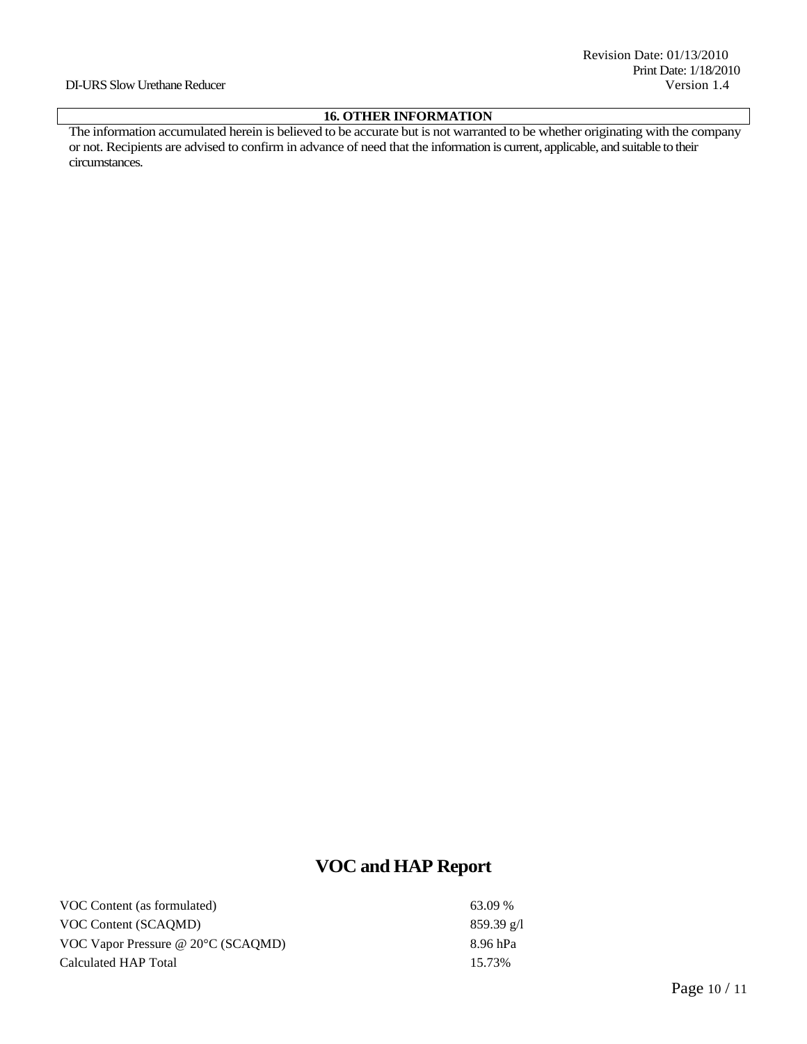## 16. OTHER INFORMATION

The information accumulated herein is believed to be accurate but is not warranted to be whether originating with the company or not. Recipients are advised to confirm in advance of need that the information is current, applicable, and suitable to their circumstances.

# VOC and HAP Report

| | |
|---|---|
| VOC Content (as formulated) | 63.09 % |
| VOC Content (SCAQMD) | 859.39 g/l |
| VOC Vapor Pressure @ 20°C (SCAQMD) | 8.96 hPa |
| Calculated HAP Total | 15.73% |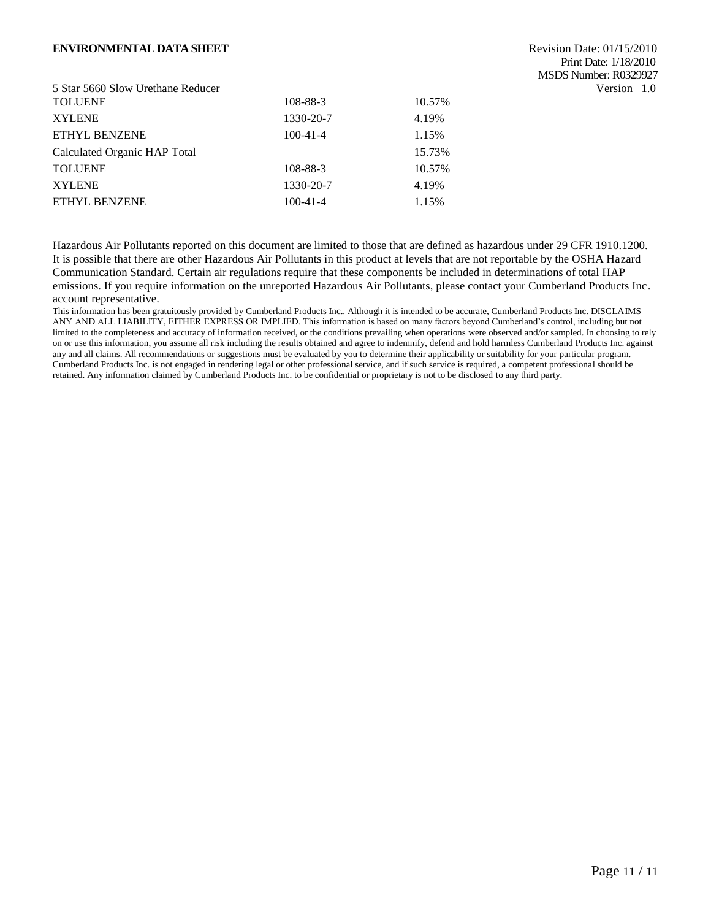**ENVIRONMENTAL DATA SHEET**

Revision Date: 01/15/2010
Print Date: 1/18/2010
MSDS Number: R0329927
Version 1.0

5 Star 5660 Slow Urethane Reducer

| | | |
|---|---|---|
| TOLUENE | 108-88-3 | 10.57% |
| XYLENE | 1330-20-7 | 4.19% |
| ETHYL BENZENE | 100-41-4 | 1.15% |
| Calculated Organic HAP Total | | 15.73% |
| TOLUENE | 108-88-3 | 10.57% |
| XYLENE | 1330-20-7 | 4.19% |
| ETHYL BENZENE | 100-41-4 | 1.15% |

Hazardous Air Pollutants reported on this document are limited to those that are defined as hazardous under 29 CFR 1910.1200. It is possible that there are other Hazardous Air Pollutants in this product at levels that are not reportable by the OSHA Hazard Communication Standard. Certain air regulations require that these components be included in determinations of total HAP emissions. If you require information on the unreported Hazardous Air Pollutants, please contact your Cumberland Products Inc. account representative.

This information has been gratuitously provided by Cumberland Products Inc.. Although it is intended to be accurate, Cumberland Products Inc. DISCLAIMS ANY AND ALL LIABILITY, EITHER EXPRESS OR IMPLIED. This information is based on many factors beyond Cumberland's control, including but not limited to the completeness and accuracy of information received, or the conditions prevailing when operations were observed and/or sampled. In choosing to rely on or use this information, you assume all risk including the results obtained and agree to indemnify, defend and hold harmless Cumberland Products Inc. against any and all claims. All recommendations or suggestions must be evaluated by you to determine their applicability or suitability for your particular program. Cumberland Products Inc. is not engaged in rendering legal or other professional service, and if such service is required, a competent professional should be retained. Any information claimed by Cumberland Products Inc. to be confidential or proprietary is not to be disclosed to any third party.